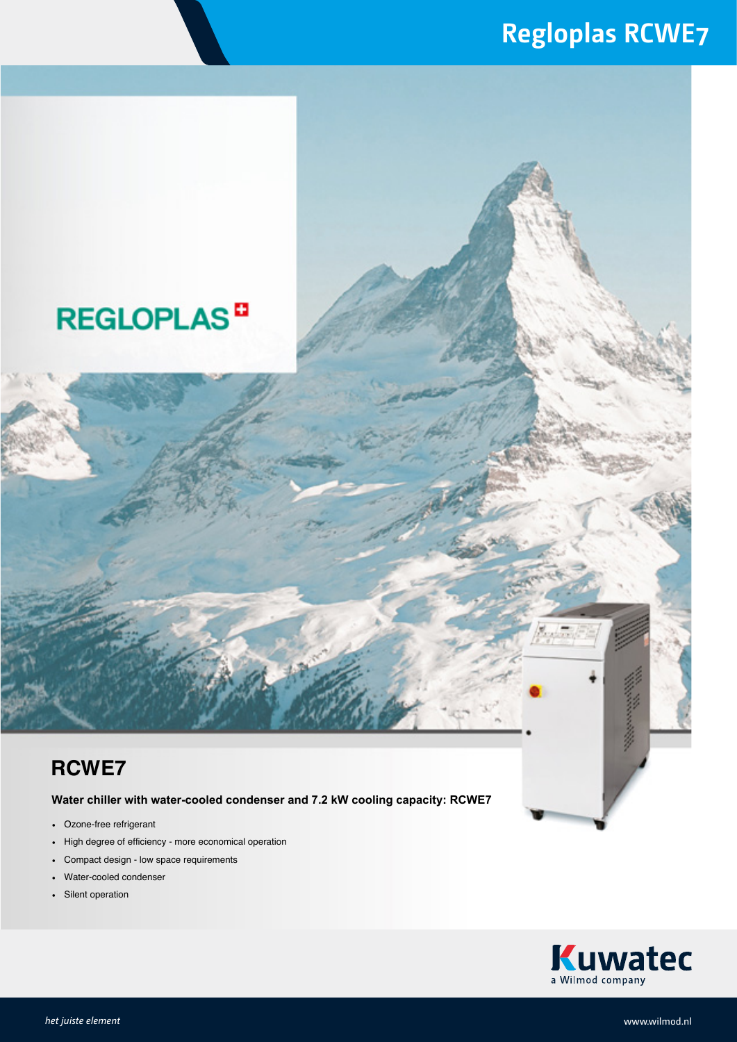# Regloplas RCWE7

REGLOPLAS

## RCWE7

**Water chiller with water-cooled condenser and 7.2 kW cooling capacity: RCWE7**

- Ozone-free refrigerant
- High degree of efficiency - more economical operation
- Compact design - low space requirements
- Water-cooled condenser
- Silent operation

Kuwatec
a Wilmod company

*het juiste element*

www.wilmod.nl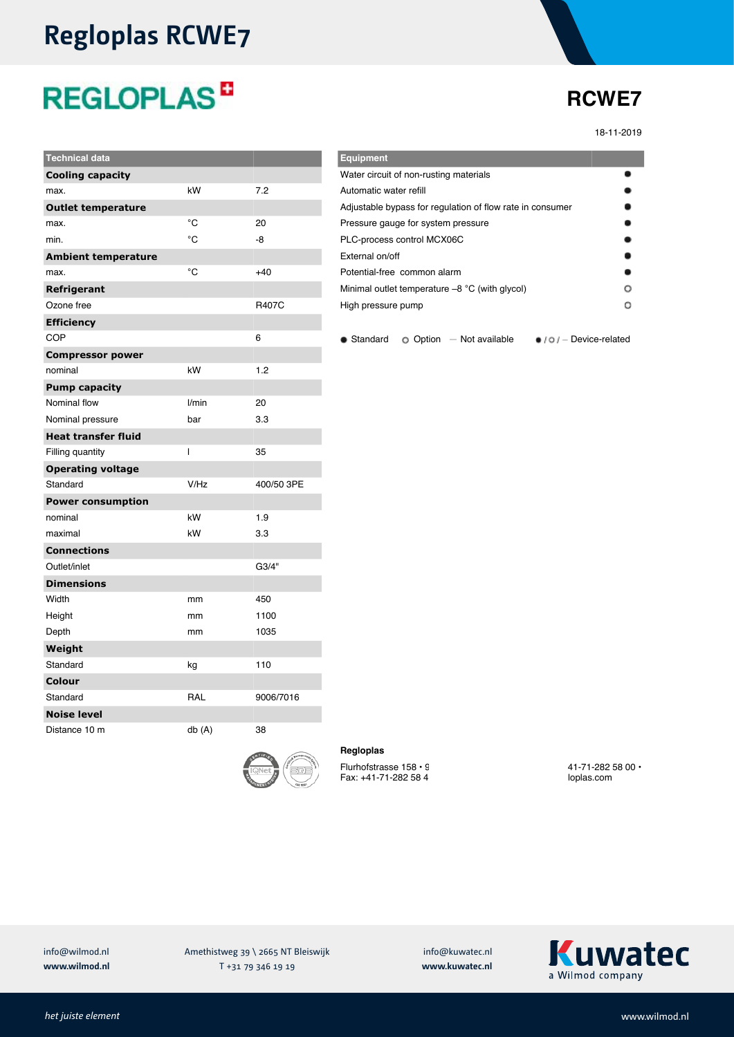# Regloplas RCWE7

**REGLOPLAS**

**RCWE7**

18-11-2019

| Technical data | | |
|---|---|---|
| **Cooling capacity** | | |
| max. | kW | 7.2 |
| **Outlet temperature** | | |
| max. | °C | 20 |
| min. | °C | -8 |
| **Ambient temperature** | | |
| max. | °C | +40 |
| **Refrigerant** | | |
| Ozone free | | R407C |
| **Efficiency** | | |
| COP | | 6 |
| **Compressor power** | | |
| nominal | kW | 1.2 |
| **Pump capacity** | | |
| Nominal flow | l/min | 20 |
| Nominal pressure | bar | 3.3 |
| **Heat transfer fluid** | | |
| Filling quantity | l | 35 |
| **Operating voltage** | | |
| Standard | V/Hz | 400/50 3PE |
| **Power consumption** | | |
| nominal | kW | 1.9 |
| maximal | kW | 3.3 |
| **Connections** | | |
| Outlet/inlet | | G3/4" |
| **Dimensions** | | |
| Width | mm | 450 |
| Height | mm | 1100 |
| Depth | mm | 1035 |
| **Weight** | | |
| Standard | kg | 110 |
| **Colour** | | |
| Standard | RAL | 9006/7016 |
| **Noise level** | | |
| Distance 10 m | db (A) | 38 |

| Equipment | |
|---|---|
| Water circuit of non-rusting materials | ● |
| Automatic water refill | ● |
| Adjustable bypass for regulation of flow rate in consumer | ● |
| Pressure gauge for system pressure | ● |
| PLC-process control MCX06C | ● |
| External on/off | ● |
| Potential-free common alarm | ● |
| Minimal outlet temperature –8 °C (with glycol) | ○ |
| High pressure pump | ○ |

● Standard ○ Option – Not available ● / ○ / – Device-related

**Regloplas**

Flurhofstrasse 158 • 9
Fax: +41-71-282 58 4

41-71-282 58 00 •
loplas.com

info@wilmod.nl
**www.wilmod.nl**

Amethistweg 39 \ 2665 NT Bleiswijk
T +31 79 346 19 19

info@kuwatec.nl
**www.kuwatec.nl**

Kuwatec
a Wilmod company

*het juiste element*

www.wilmod.nl